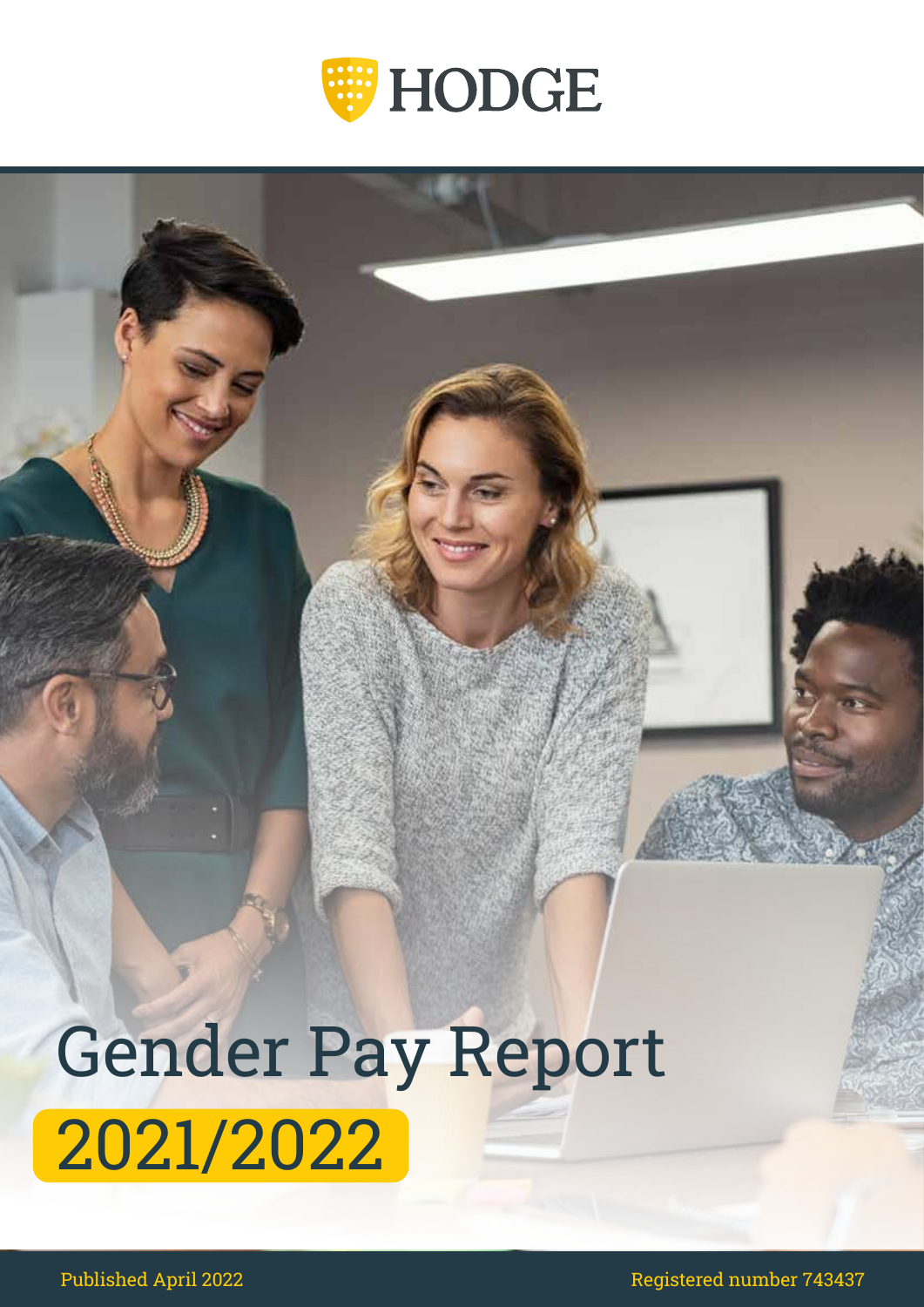HODGE

# Gender Pay Report

## 2021/2022

Published April 2022

Registered number 743437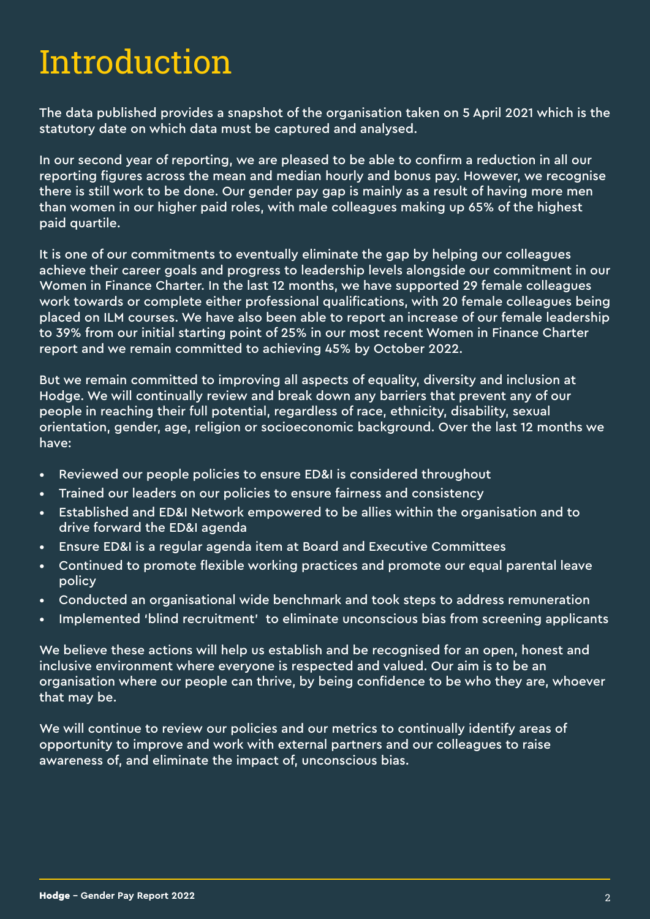# Introduction

The data published provides a snapshot of the organisation taken on 5 April 2021 which is the statutory date on which data must be captured and analysed.

In our second year of reporting, we are pleased to be able to confirm a reduction in all our reporting figures across the mean and median hourly and bonus pay. However, we recognise there is still work to be done. Our gender pay gap is mainly as a result of having more men than women in our higher paid roles, with male colleagues making up 65% of the highest paid quartile.

It is one of our commitments to eventually eliminate the gap by helping our colleagues achieve their career goals and progress to leadership levels alongside our commitment in our Women in Finance Charter. In the last 12 months, we have supported 29 female colleagues work towards or complete either professional qualifications, with 20 female colleagues being placed on ILM courses. We have also been able to report an increase of our female leadership to 39% from our initial starting point of 25% in our most recent Women in Finance Charter report and we remain committed to achieving 45% by October 2022.

But we remain committed to improving all aspects of equality, diversity and inclusion at Hodge. We will continually review and break down any barriers that prevent any of our people in reaching their full potential, regardless of race, ethnicity, disability, sexual orientation, gender, age, religion or socioeconomic background. Over the last 12 months we have:

- Reviewed our people policies to ensure ED&I is considered throughout
- Trained our leaders on our policies to ensure fairness and consistency
- Established and ED&I Network empowered to be allies within the organisation and to drive forward the ED&I agenda
- Ensure ED&I is a regular agenda item at Board and Executive Committees
- Continued to promote flexible working practices and promote our equal parental leave policy
- Conducted an organisational wide benchmark and took steps to address remuneration
- Implemented 'blind recruitment' to eliminate unconscious bias from screening applicants

We believe these actions will help us establish and be recognised for an open, honest and inclusive environment where everyone is respected and valued. Our aim is to be an organisation where our people can thrive, by being confidence to be who they are, whoever that may be.

We will continue to review our policies and our metrics to continually identify areas of opportunity to improve and work with external partners and our colleagues to raise awareness of, and eliminate the impact of, unconscious bias.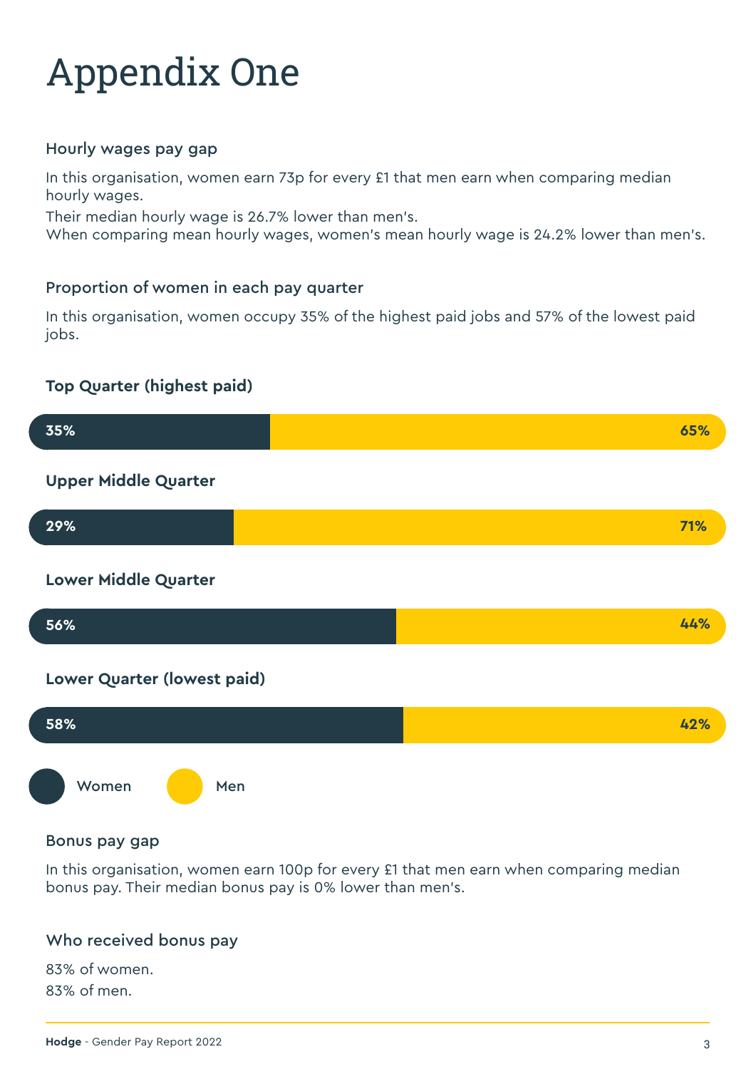# Appendix One

### Hourly wages pay gap

In this organisation, women earn 73p for every £1 that men earn when comparing median hourly wages.

Their median hourly wage is 26.7% lower than men's.

When comparing mean hourly wages, women's mean hourly wage is 24.2% lower than men's.

### Proportion of women in each pay quarter

In this organisation, women occupy 35% of the highest paid jobs and 57% of the lowest paid jobs.

**Top Quarter (highest paid)**

| Women | Men |
|---|---|
| 35% | 65% |

**Upper Middle Quarter**

| Women | Men |
|---|---|
| 29% | 71% |

**Lower Middle Quarter**

| Women | Men |
|---|---|
| 56% | 44% |

**Lower Quarter (lowest paid)**

| Women | Men |
|---|---|
| 58% | 42% |

Women Men

### Bonus pay gap

In this organisation, women earn 100p for every £1 that men earn when comparing median bonus pay. Their median bonus pay is 0% lower than men's.

### Who received bonus pay

83% of women.

83% of men.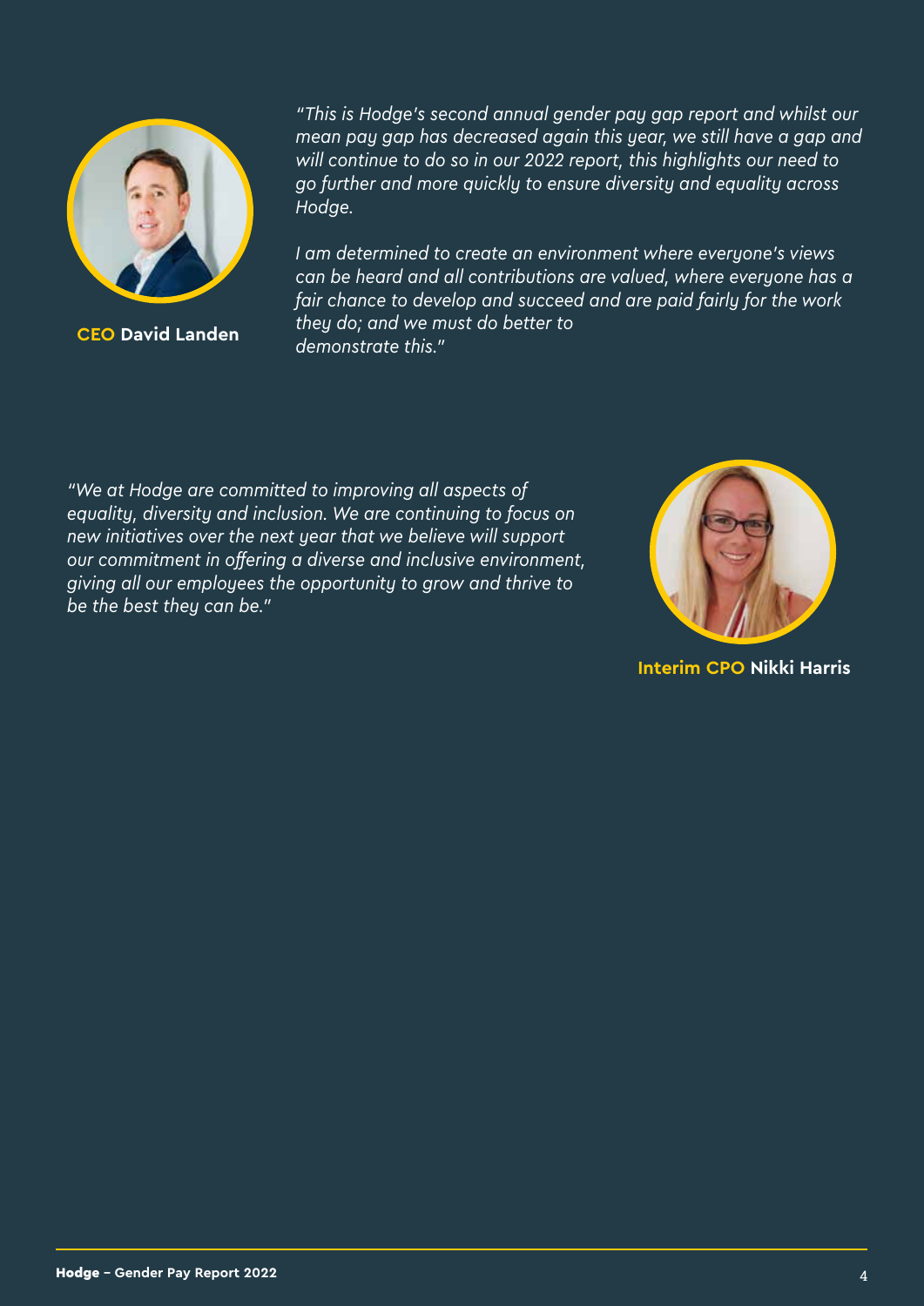*"This is Hodge's second annual gender pay gap report and whilst our mean pay gap has decreased again this year, we still have a gap and will continue to do so in our 2022 report, this highlights our need to go further and more quickly to ensure diversity and equality across Hodge.*

*I am determined to create an environment where everyone's views can be heard and all contributions are valued, where everyone has a fair chance to develop and succeed and are paid fairly for the work they do; and we must do better to demonstrate this."*

**CEO David Landen**

*"We at Hodge are committed to improving all aspects of equality, diversity and inclusion. We are continuing to focus on new initiatives over the next year that we believe will support our commitment in offering a diverse and inclusive environment, giving all our employees the opportunity to grow and thrive to be the best they can be."*

**Interim CPO Nikki Harris**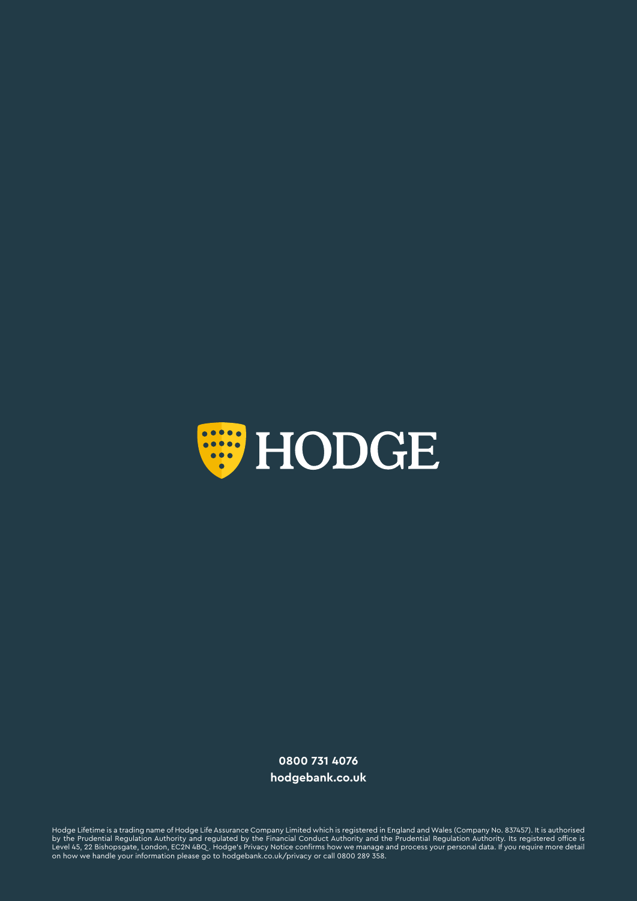HODGE

**0800 731 4076**
**hodgebank.co.uk**

Hodge Lifetime is a trading name of Hodge Life Assurance Company Limited which is registered in England and Wales (Company No. 837457). It is authorised by the Prudential Regulation Authority and regulated by the Financial Conduct Authority and the Prudential Regulation Authority. Its registered office is Level 45, 22 Bishopsgate, London, EC2N 4BQ . Hodge's Privacy Notice confirms how we manage and process your personal data. If you require more detail on how we handle your information please go to hodgebank.co.uk/privacy or call 0800 289 358.